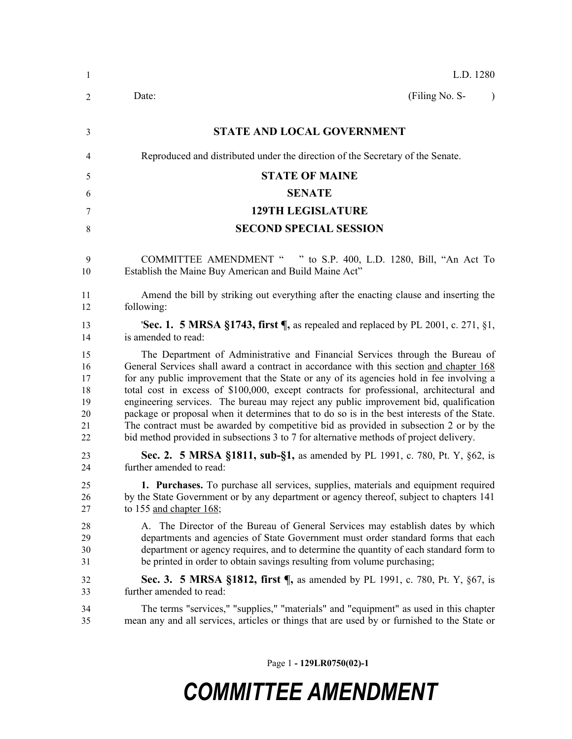L.D. 1280

Date: (Filing No. S- )

**STATE AND LOCAL GOVERNMENT**

Reproduced and distributed under the direction of the Secretary of the Senate.

**STATE OF MAINE**

**SENATE**

**129TH LEGISLATURE**

**SECOND SPECIAL SESSION**

COMMITTEE AMENDMENT " " to S.P. 400, L.D. 1280, Bill, "An Act To Establish the Maine Buy American and Build Maine Act"

Amend the bill by striking out everything after the enacting clause and inserting the following:

'**Sec. 1. 5 MRSA §1743, first ¶,** as repealed and replaced by PL 2001, c. 271, §1, is amended to read:

The Department of Administrative and Financial Services through the Bureau of General Services shall award a contract in accordance with this section <u>and chapter 168</u> for any public improvement that the State or any of its agencies hold in fee involving a total cost in excess of $100,000, except contracts for professional, architectural and engineering services. The bureau may reject any public improvement bid, qualification package or proposal when it determines that to do so is in the best interests of the State. The contract must be awarded by competitive bid as provided in subsection 2 or by the bid method provided in subsections 3 to 7 for alternative methods of project delivery.

**Sec. 2. 5 MRSA §1811, sub-§1,** as amended by PL 1991, c. 780, Pt. Y, §62, is further amended to read:

**1. Purchases.** To purchase all services, supplies, materials and equipment required by the State Government or by any department or agency thereof, subject to chapters 141 to 155 <u>and chapter 168</u>;

A. The Director of the Bureau of General Services may establish dates by which departments and agencies of State Government must order standard forms that each department or agency requires, and to determine the quantity of each standard form to be printed in order to obtain savings resulting from volume purchasing;

**Sec. 3. 5 MRSA §1812, first ¶,** as amended by PL 1991, c. 780, Pt. Y, §67, is further amended to read:

The terms "services," "supplies," "materials" and "equipment" as used in this chapter mean any and all services, articles or things that are used by or furnished to the State or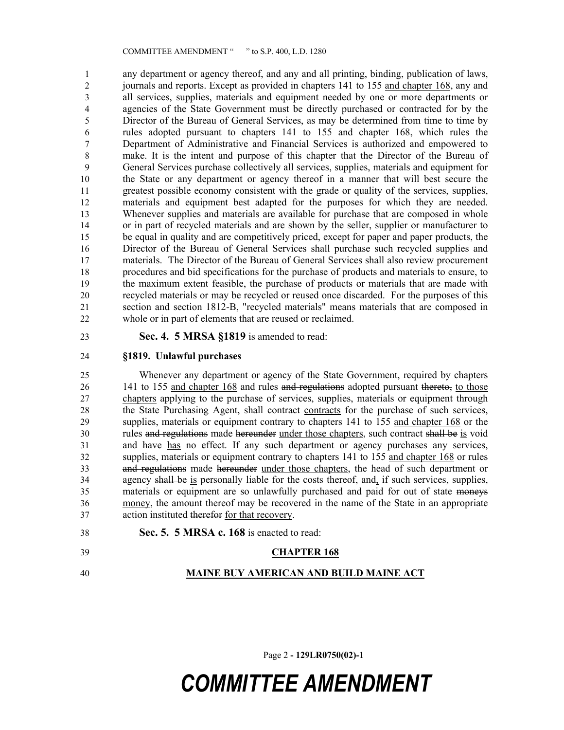any department or agency thereof, and any and all printing, binding, publication of laws, journals and reports. Except as provided in chapters 141 to 155 and chapter 168, any and all services, supplies, materials and equipment needed by one or more departments or agencies of the State Government must be directly purchased or contracted for by the Director of the Bureau of General Services, as may be determined from time to time by rules adopted pursuant to chapters 141 to 155 and chapter 168, which rules the Department of Administrative and Financial Services is authorized and empowered to make. It is the intent and purpose of this chapter that the Director of the Bureau of General Services purchase collectively all services, supplies, materials and equipment for the State or any department or agency thereof in a manner that will best secure the greatest possible economy consistent with the grade or quality of the services, supplies, materials and equipment best adapted for the purposes for which they are needed. Whenever supplies and materials are available for purchase that are composed in whole or in part of recycled materials and are shown by the seller, supplier or manufacturer to be equal in quality and are competitively priced, except for paper and paper products, the Director of the Bureau of General Services shall purchase such recycled supplies and materials. The Director of the Bureau of General Services shall also review procurement procedures and bid specifications for the purchase of products and materials to ensure, to the maximum extent feasible, the purchase of products or materials that are made with recycled materials or may be recycled or reused once discarded. For the purposes of this section and section 1812-B, "recycled materials" means materials that are composed in whole or in part of elements that are reused or reclaimed.

**Sec. 4. 5 MRSA §1819** is amended to read:

**§1819. Unlawful purchases**

Whenever any department or agency of the State Government, required by chapters 141 to 155 and chapter 168 and rules ~~and regulations~~ adopted pursuant ~~thereto,~~ to those chapters applying to the purchase of services, supplies, materials or equipment through the State Purchasing Agent, ~~shall contract~~ contracts for the purchase of such services, supplies, materials or equipment contrary to chapters 141 to 155 and chapter 168 or the rules ~~and regulations~~ made ~~hereunder~~ under those chapters, such contract ~~shall be~~ is void and ~~have~~ has no effect. If any such department or agency purchases any services, supplies, materials or equipment contrary to chapters 141 to 155 and chapter 168 or rules ~~and regulations~~ made ~~hereunder~~ under those chapters, the head of such department or agency ~~shall be~~ is personally liable for the costs thereof, and, if such services, supplies, materials or equipment are so unlawfully purchased and paid for out of state ~~moneys~~ money, the amount thereof may be recovered in the name of the State in an appropriate action instituted ~~therefor~~ for that recovery.

**Sec. 5. 5 MRSA c. 168** is enacted to read:

**CHAPTER 168**

**MAINE BUY AMERICAN AND BUILD MAINE ACT**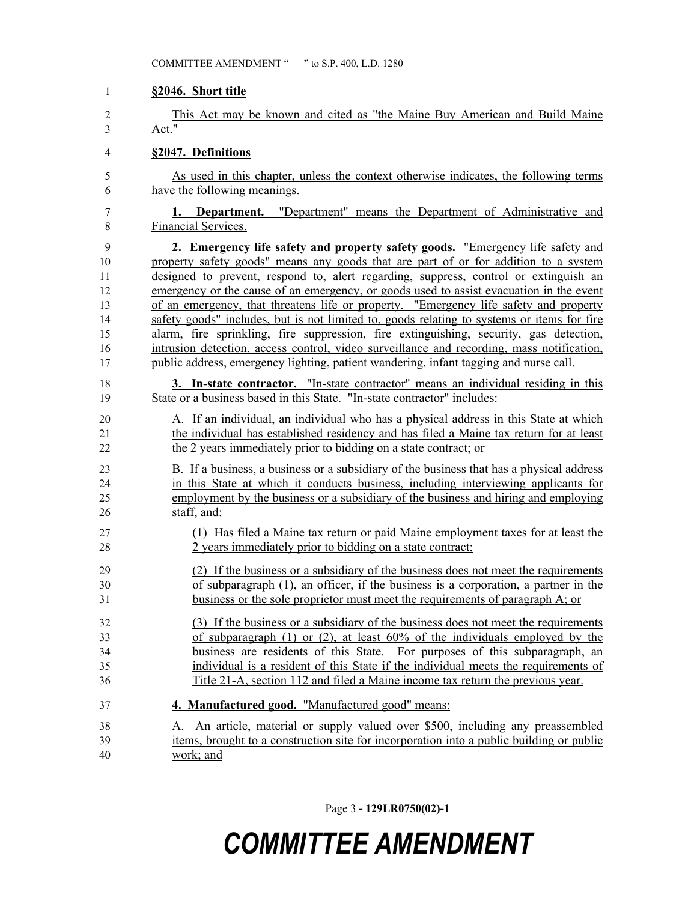**§2046. Short title**

This Act may be known and cited as "the Maine Buy American and Build Maine Act."

**§2047. Definitions**

As used in this chapter, unless the context otherwise indicates, the following terms have the following meanings.

**1. Department.** "Department" means the Department of Administrative and Financial Services.

**2. Emergency life safety and property safety goods.** "Emergency life safety and property safety goods" means any goods that are part of or for addition to a system designed to prevent, respond to, alert regarding, suppress, control or extinguish an emergency or the cause of an emergency, or goods used to assist evacuation in the event of an emergency, that threatens life or property. "Emergency life safety and property safety goods" includes, but is not limited to, goods relating to systems or items for fire alarm, fire sprinkling, fire suppression, fire extinguishing, security, gas detection, intrusion detection, access control, video surveillance and recording, mass notification, public address, emergency lighting, patient wandering, infant tagging and nurse call.

**3. In-state contractor.** "In-state contractor" means an individual residing in this State or a business based in this State. "In-state contractor" includes:

A. If an individual, an individual who has a physical address in this State at which the individual has established residency and has filed a Maine tax return for at least the 2 years immediately prior to bidding on a state contract; or

B. If a business, a business or a subsidiary of the business that has a physical address in this State at which it conducts business, including interviewing applicants for employment by the business or a subsidiary of the business and hiring and employing staff, and:

(1) Has filed a Maine tax return or paid Maine employment taxes for at least the 2 years immediately prior to bidding on a state contract;

(2) If the business or a subsidiary of the business does not meet the requirements of subparagraph (1), an officer, if the business is a corporation, a partner in the business or the sole proprietor must meet the requirements of paragraph A; or

(3) If the business or a subsidiary of the business does not meet the requirements of subparagraph (1) or (2), at least 60% of the individuals employed by the business are residents of this State. For purposes of this subparagraph, an individual is a resident of this State if the individual meets the requirements of Title 21-A, section 112 and filed a Maine income tax return the previous year.

**4. Manufactured good.** "Manufactured good" means:

A. An article, material or supply valued over $500, including any preassembled items, brought to a construction site for incorporation into a public building or public work; and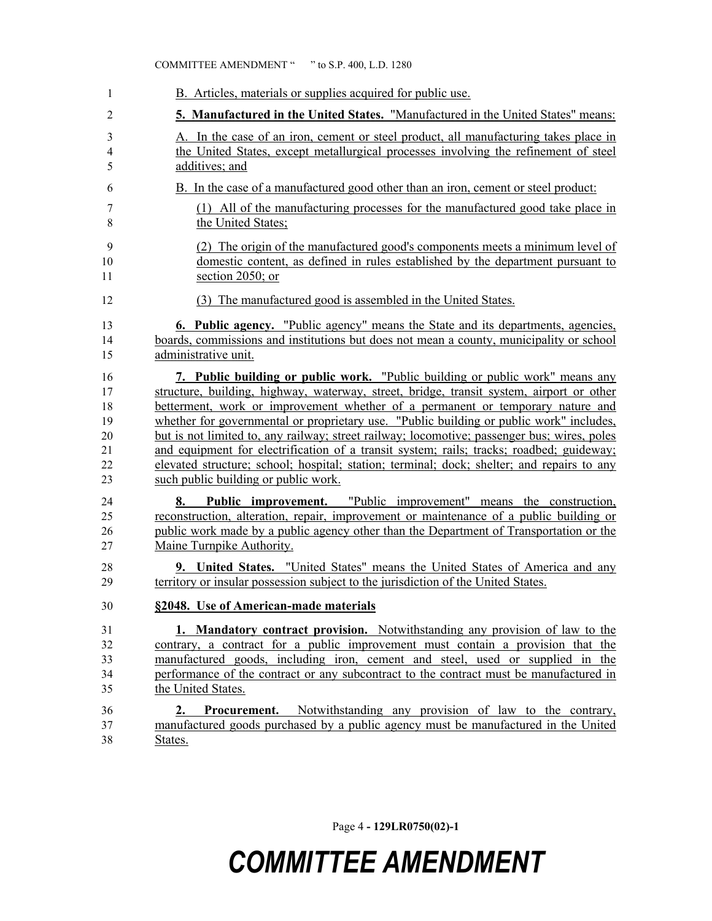B. Articles, materials or supplies acquired for public use.

**5. Manufactured in the United States.** "Manufactured in the United States" means:

A. In the case of an iron, cement or steel product, all manufacturing takes place in the United States, except metallurgical processes involving the refinement of steel additives; and

B. In the case of a manufactured good other than an iron, cement or steel product:

(1) All of the manufacturing processes for the manufactured good take place in the United States;

(2) The origin of the manufactured good's components meets a minimum level of domestic content, as defined in rules established by the department pursuant to section 2050; or

(3) The manufactured good is assembled in the United States.

**6. Public agency.** "Public agency" means the State and its departments, agencies, boards, commissions and institutions but does not mean a county, municipality or school administrative unit.

**7. Public building or public work.** "Public building or public work" means any structure, building, highway, waterway, street, bridge, transit system, airport or other betterment, work or improvement whether of a permanent or temporary nature and whether for governmental or proprietary use. "Public building or public work" includes, but is not limited to, any railway; street railway; locomotive; passenger bus; wires, poles and equipment for electrification of a transit system; rails; tracks; roadbed; guideway; elevated structure; school; hospital; station; terminal; dock; shelter; and repairs to any such public building or public work.

**8. Public improvement.** "Public improvement" means the construction, reconstruction, alteration, repair, improvement or maintenance of a public building or public work made by a public agency other than the Department of Transportation or the Maine Turnpike Authority.

**9. United States.** "United States" means the United States of America and any territory or insular possession subject to the jurisdiction of the United States.

**§2048. Use of American-made materials**

**1. Mandatory contract provision.** Notwithstanding any provision of law to the contrary, a contract for a public improvement must contain a provision that the manufactured goods, including iron, cement and steel, used or supplied in the performance of the contract or any subcontract to the contract must be manufactured in the United States.

**2. Procurement.** Notwithstanding any provision of law to the contrary, manufactured goods purchased by a public agency must be manufactured in the United States.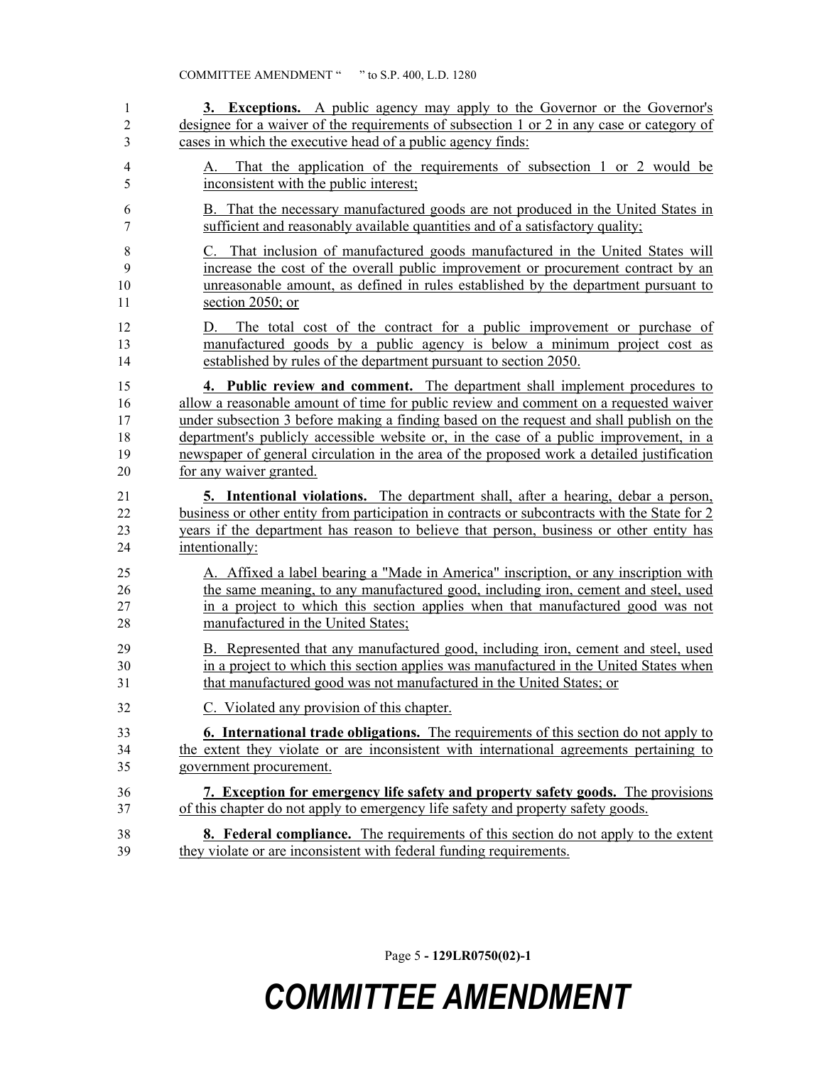**3. Exceptions.** A public agency may apply to the Governor or the Governor's designee for a waiver of the requirements of subsection 1 or 2 in any case or category of cases in which the executive head of a public agency finds:

A. That the application of the requirements of subsection 1 or 2 would be inconsistent with the public interest;

B. That the necessary manufactured goods are not produced in the United States in sufficient and reasonably available quantities and of a satisfactory quality;

C. That inclusion of manufactured goods manufactured in the United States will increase the cost of the overall public improvement or procurement contract by an unreasonable amount, as defined in rules established by the department pursuant to section 2050; or

D. The total cost of the contract for a public improvement or purchase of manufactured goods by a public agency is below a minimum project cost as established by rules of the department pursuant to section 2050.

**4. Public review and comment.** The department shall implement procedures to allow a reasonable amount of time for public review and comment on a requested waiver under subsection 3 before making a finding based on the request and shall publish on the department's publicly accessible website or, in the case of a public improvement, in a newspaper of general circulation in the area of the proposed work a detailed justification for any waiver granted.

**5. Intentional violations.** The department shall, after a hearing, debar a person, business or other entity from participation in contracts or subcontracts with the State for 2 years if the department has reason to believe that person, business or other entity has intentionally:

A. Affixed a label bearing a "Made in America" inscription, or any inscription with the same meaning, to any manufactured good, including iron, cement and steel, used in a project to which this section applies when that manufactured good was not manufactured in the United States;

B. Represented that any manufactured good, including iron, cement and steel, used in a project to which this section applies was manufactured in the United States when that manufactured good was not manufactured in the United States; or

C. Violated any provision of this chapter.

**6. International trade obligations.** The requirements of this section do not apply to the extent they violate or are inconsistent with international agreements pertaining to government procurement.

**7. Exception for emergency life safety and property safety goods.** The provisions of this chapter do not apply to emergency life safety and property safety goods.

**8. Federal compliance.** The requirements of this section do not apply to the extent they violate or are inconsistent with federal funding requirements.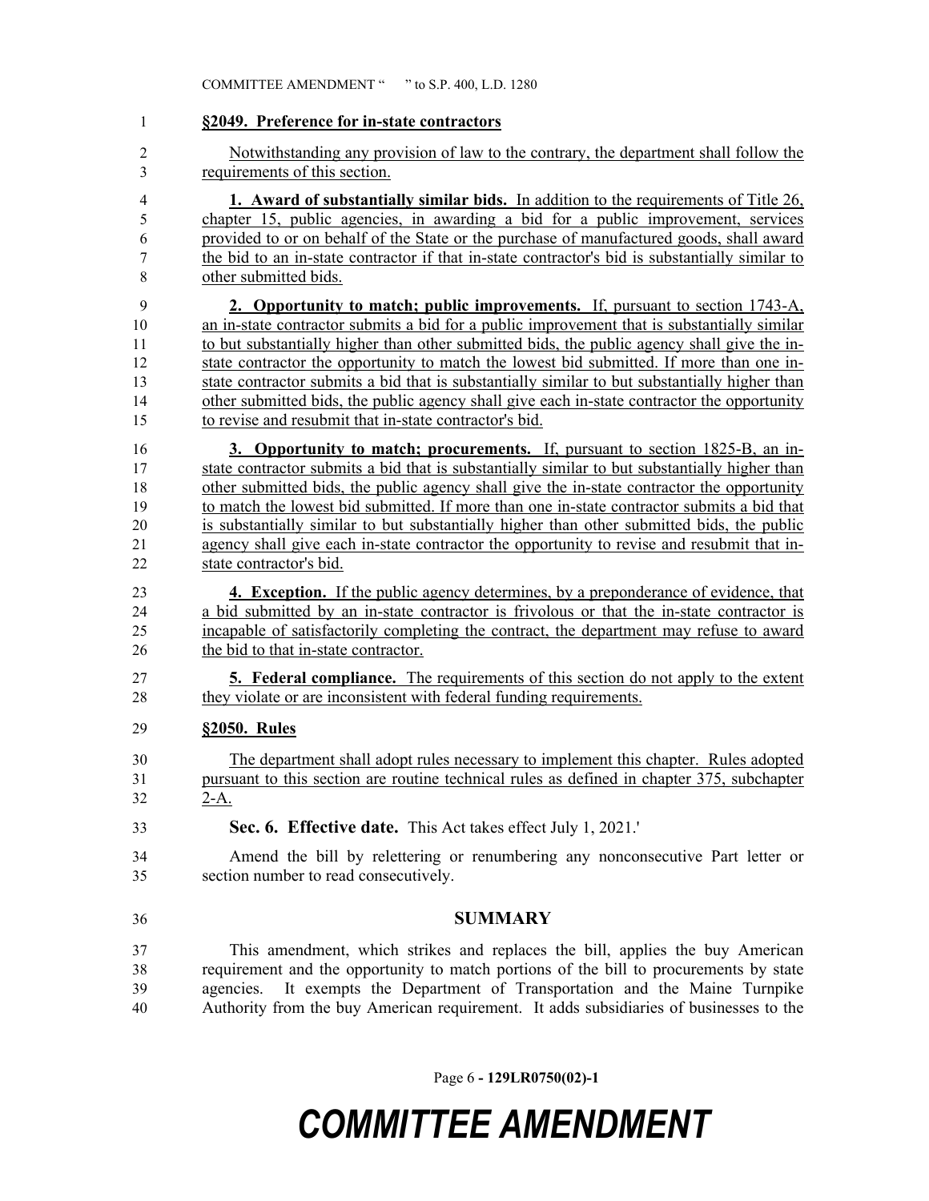**§2049. Preference for in-state contractors**

Notwithstanding any provision of law to the contrary, the department shall follow the requirements of this section.

**1. Award of substantially similar bids.** In addition to the requirements of Title 26, chapter 15, public agencies, in awarding a bid for a public improvement, services provided to or on behalf of the State or the purchase of manufactured goods, shall award the bid to an in-state contractor if that in-state contractor's bid is substantially similar to other submitted bids.

**2. Opportunity to match; public improvements.** If, pursuant to section 1743-A, an in-state contractor submits a bid for a public improvement that is substantially similar to but substantially higher than other submitted bids, the public agency shall give the in-state contractor the opportunity to match the lowest bid submitted. If more than one in-state contractor submits a bid that is substantially similar to but substantially higher than other submitted bids, the public agency shall give each in-state contractor the opportunity to revise and resubmit that in-state contractor's bid.

**3. Opportunity to match; procurements.** If, pursuant to section 1825-B, an in-state contractor submits a bid that is substantially similar to but substantially higher than other submitted bids, the public agency shall give the in-state contractor the opportunity to match the lowest bid submitted. If more than one in-state contractor submits a bid that is substantially similar to but substantially higher than other submitted bids, the public agency shall give each in-state contractor the opportunity to revise and resubmit that in-state contractor's bid.

**4. Exception.** If the public agency determines, by a preponderance of evidence, that a bid submitted by an in-state contractor is frivolous or that the in-state contractor is incapable of satisfactorily completing the contract, the department may refuse to award the bid to that in-state contractor.

**5. Federal compliance.** The requirements of this section do not apply to the extent they violate or are inconsistent with federal funding requirements.

**§2050. Rules**

The department shall adopt rules necessary to implement this chapter. Rules adopted pursuant to this section are routine technical rules as defined in chapter 375, subchapter 2-A.

**Sec. 6. Effective date.** This Act takes effect July 1, 2021.'

Amend the bill by relettering or renumbering any nonconsecutive Part letter or section number to read consecutively.

## SUMMARY

This amendment, which strikes and replaces the bill, applies the buy American requirement and the opportunity to match portions of the bill to procurements by state agencies. It exempts the Department of Transportation and the Maine Turnpike Authority from the buy American requirement. It adds subsidiaries of businesses to the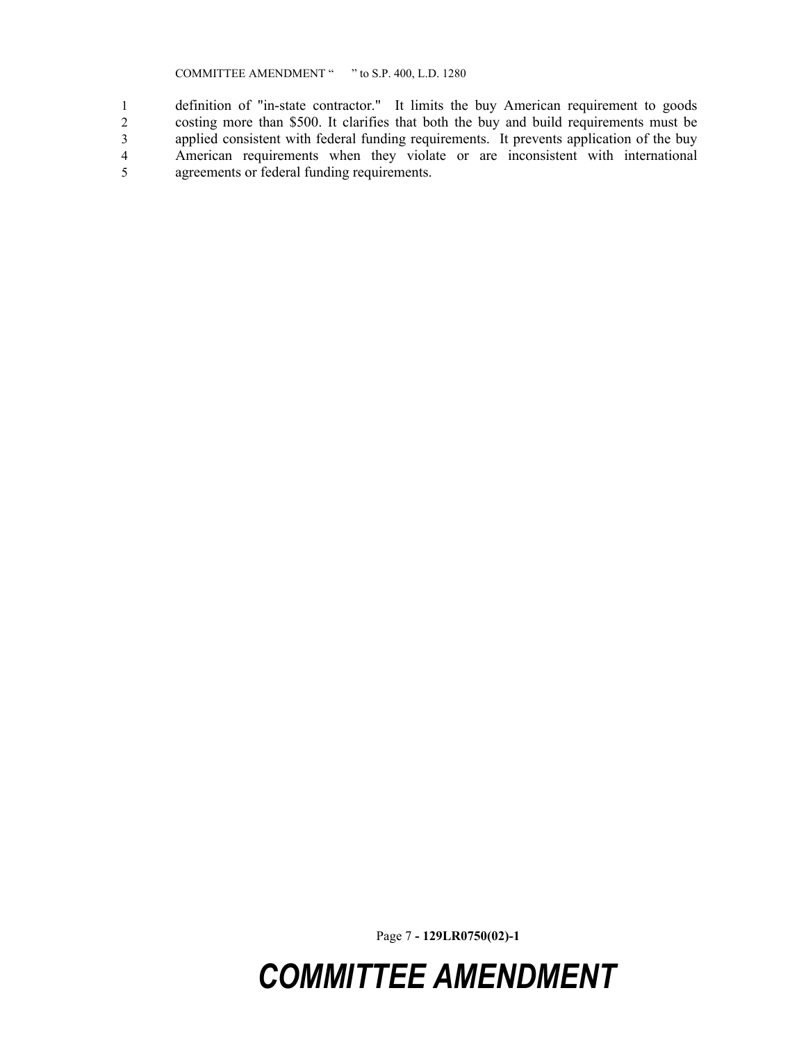definition of "in-state contractor." It limits the buy American requirement to goods costing more than $500. It clarifies that both the buy and build requirements must be applied consistent with federal funding requirements. It prevents application of the buy American requirements when they violate or are inconsistent with international agreements or federal funding requirements.